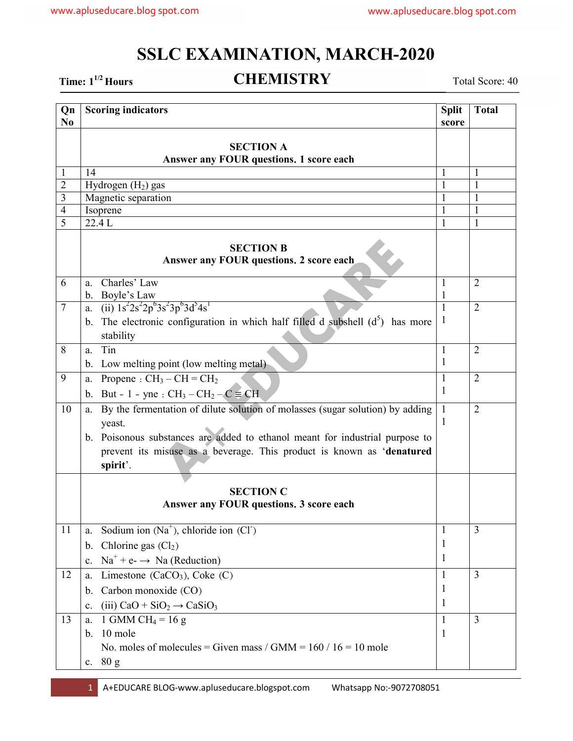# SSLC EXAMINATION, MARCH-2020

## CHEMISTRY

Time: $1^{1/2}$ Hours | Total Score: 40

| Qn No | Scoring indicators | Split score | Total |
|---|---|---|---|
| | **SECTION A** **Answer any FOUR questions. 1 score each** | | |
| 1 | 14 | 1 | 1 |
| 2 | Hydrogen ($H_2$) gas | 1 | 1 |
| 3 | Magnetic separation | 1 | 1 |
| 4 | Isoprene | 1 | 1 |
| 5 | 22.4 L | 1 | 1 |
| | **SECTION B** **Answer any FOUR questions. 2 score each** | | |
| 6 | a. Charles' Law<br>b. Boyle's Law | 1<br>1 | 2 |
| 7 | a. (ii) $1s^2 2s^2 2p^6 3s^2 3p^6 3d^5 4s^1$<br>b. The electronic configuration in which half filled d subshell ($d^5$) has more stability | 1<br>1 | 2 |
| 8 | a. Tin<br>b. Low melting point (low melting metal) | 1<br>1 | 2 |
| 9 | a. Propene : $CH_3 - CH = CH_2$<br>b. But - 1 - yne : $CH_3 - CH_2 - C \equiv CH$ | 1<br>1 | 2 |
| 10 | a. By the fermentation of dilute solution of molasses (sugar solution) by adding yeast.<br>b. Poisonous substances are added to ethanol meant for industrial purpose to prevent its misuse as a beverage. This product is known as '**denatured spirit**'. | 1<br>1 | 2 |
| | **SECTION C** **Answer any FOUR questions. 3 score each** | | |
| 11 | a. Sodium ion ($Na^+$), chloride ion ($Cl^-$)<br>b. Chlorine gas ($Cl_2$)<br>c. $Na^+ + e^- \rightarrow Na$ (Reduction) | 1<br>1<br>1 | 3 |
| 12 | a. Limestone ($CaCO_3$), Coke (C)<br>b. Carbon monoxide (CO)<br>c. (iii) $CaO + SiO_2 \rightarrow CaSiO_3$ | 1<br>1<br>1 | 3 |
| 13 | a. 1 GMM $CH_4$ = 16 g<br>b. 10 mole<br>No. moles of molecules = Given mass / GMM = 160 / 16 = 10 mole<br>c. 80 g | 1<br>1 | 3 |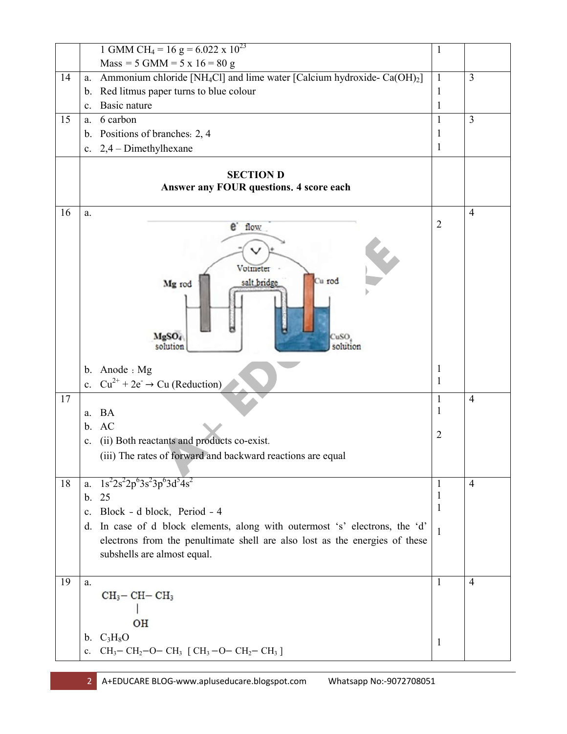| | | | |
|---|---|---|---|
| | 1 GMM $CH_4$ = 16 g = 6.022 x $10^{23}$<br>Mass = 5 GMM = 5 x 16 = 80 g | 1 | |
| 14 | a. Ammonium chloride [$NH_4Cl$] and lime water [Calcium hydroxide- $Ca(OH)_2$]<br>b. Red litmus paper turns to blue colour<br>c. Basic nature | 1<br>1<br>1 | 3 |
| 15 | a. 6 carbon<br>b. Positions of branches: 2, 4<br>c. 2,4 – Dimethylhexane | 1<br>1<br>1 | 3 |
| | **SECTION D**<br>**Answer any FOUR questions. 4 score each** | | |
| 16 | a. [Diagram: Mg rod in $MgSO_4$ solution, Cu rod in $CuSO_4$ solution, connected by salt bridge and voltmeter; $e^-$ flow from Mg to Cu]<br>b. Anode : Mg<br>c. $Cu^{2+} + 2e^- \rightarrow Cu$ (Reduction) | 2<br>1<br>1 | 4 |
| 17 | a. BA<br>b. AC<br>c. (ii) Both reactants and products co-exist.<br>(iii) The rates of forward and backward reactions are equal | 1<br>1<br>2 | 4 |
| 18 | a. $1s^2 2s^2 2p^6 3s^2 3p^6 3d^5 4s^2$<br>b. 25<br>c. Block - d block, Period - 4<br>d. In case of d block elements, along with outermost 's' electrons, the 'd' electrons from the penultimate shell are also lost as the energies of these subshells are almost equal. | 1<br>1<br>1<br>1 | 4 |
| 19 | a. $CH_3-CH(OH)-CH_3$<br>b. $C_3H_8O$<br>c. $CH_3-CH_2-O-CH_3$ [ $CH_3-O-CH_2-CH_3$ ] | 1<br>1 | 4 |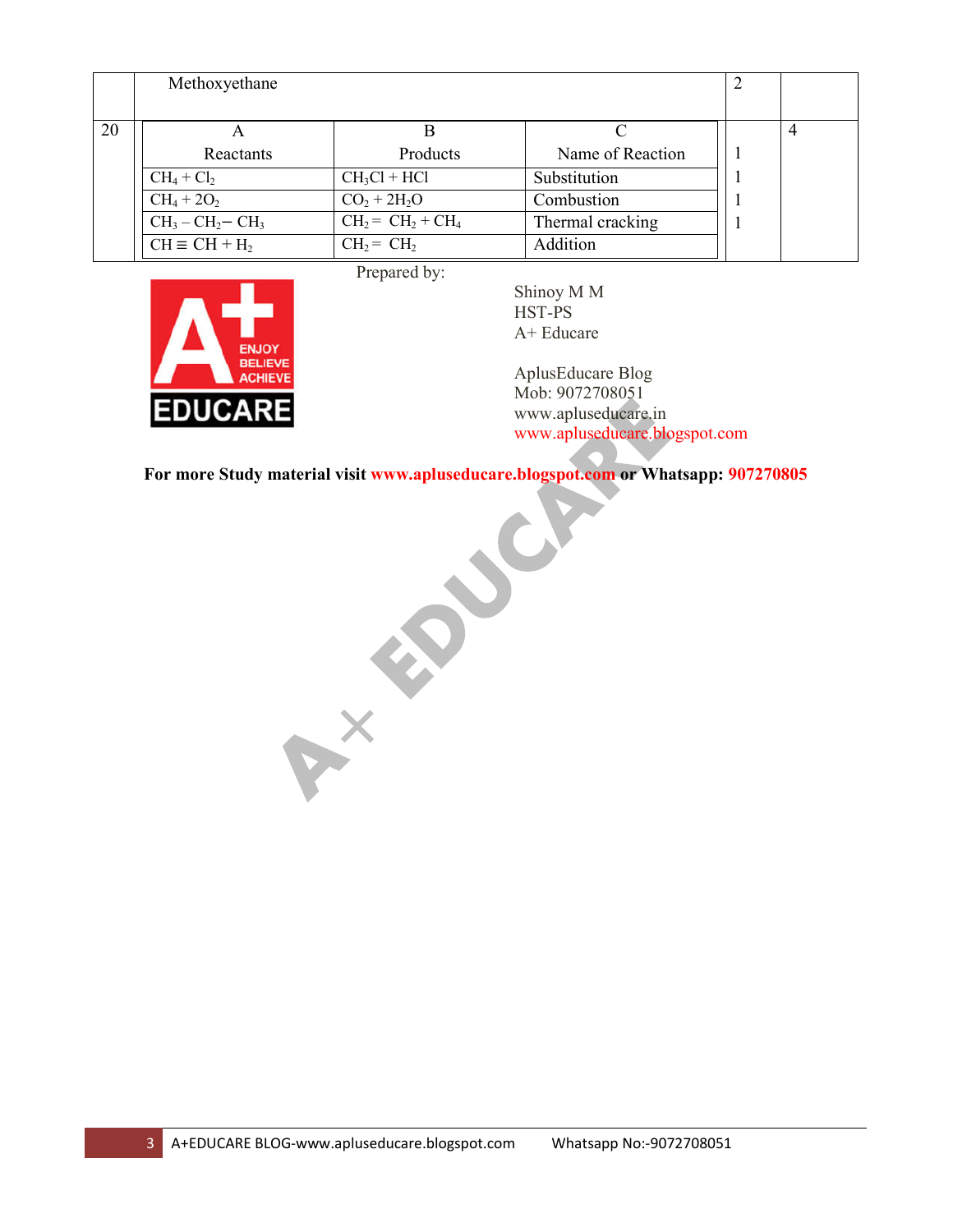| | | | |
|---|---|---|---|
| | Methoxyethane | 2 | |
| 20 | see table below | 1, 1, 1, 1 | 4 |

| A Reactants | B Products | C Name of Reaction |
|---|---|---|
| $CH_4 + Cl_2$ | $CH_3Cl + HCl$ | Substitution |
| $CH_4 + 2O_2$ | $CO_2 + 2H_2O$ | Combustion |
| $CH_3 - CH_2 - CH_3$ | $CH_2 = CH_2 + CH_4$ | Thermal cracking |
| $CH \equiv CH + H_2$ | $CH_2 = CH_2$ | Addition |

Prepared by:

A+ ENJOY BELIEVE ACHIEVE EDUCARE

Shinoy M M
HST-PS
A+ Educare

AplusEducare Blog
Mob: 9072708051
www.apluseducare.in
www.apluseducare.blogspot.com

**For more Study material visit www.apluseducare.blogspot.com or Whatsapp: 907270805**